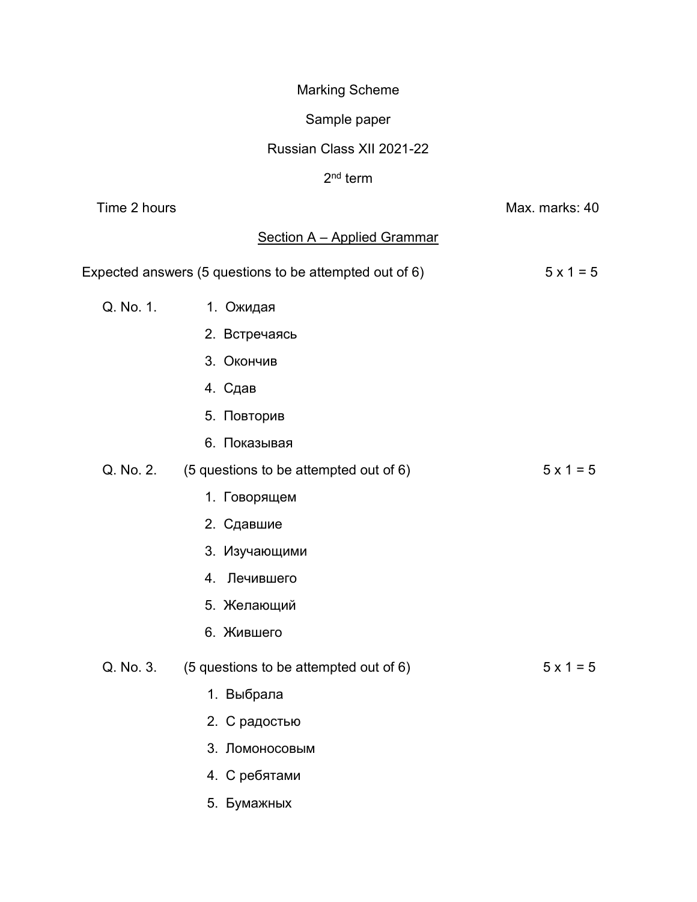Marking Scheme

Sample paper

Russian Class XII 2021-22

2nd term

Time 2 hours — Max. marks: 40

## Section A – Applied Grammar

Expected answers (5 questions to be attempted out of 6) — 5 x 1 = 5

Q. No. 1.

1. Ожидая
2. Встречаясь
3. Окончив
4. Сдав
5. Повторив
6. Показывая

Q. No. 2. (5 questions to be attempted out of 6) — 5 x 1 = 5

1. Говорящем
2. Сдавшие
3. Изучающими
4. Лечившего
5. Желающий
6. Жившего

Q. No. 3. (5 questions to be attempted out of 6) — 5 x 1 = 5

1. Выбрала
2. С радостью
3. Ломоносовым
4. С ребятами
5. Бумажных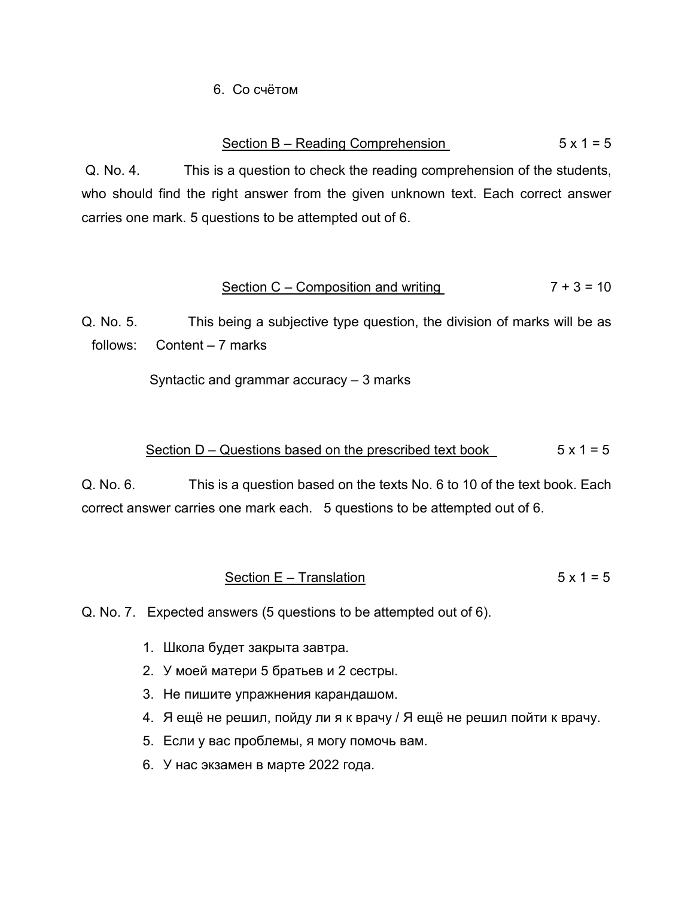6. Со счётом

**Section B – Reading Comprehension** 5 x 1 = 5

Q. No. 4. This is a question to check the reading comprehension of the students, who should find the right answer from the given unknown text. Each correct answer carries one mark. 5 questions to be attempted out of 6.

**Section C – Composition and writing** 7 + 3 = 10

Q. No. 5. This being a subjective type question, the division of marks will be as follows: Content – 7 marks

Syntactic and grammar accuracy – 3 marks

**Section D – Questions based on the prescribed text book** 5 x 1 = 5

Q. No. 6. This is a question based on the texts No. 6 to 10 of the text book. Each correct answer carries one mark each. 5 questions to be attempted out of 6.

**Section E – Translation** 5 x 1 = 5

Q. No. 7. Expected answers (5 questions to be attempted out of 6).

1. Школа будет закрыта завтра.
2. У моей матери 5 братьев и 2 сестры.
3. Не пишите упражнения карандашом.
4. Я ещё не решил, пойду ли я к врачу / Я ещё не решил пойти к врачу.
5. Если у вас проблемы, я могу помочь вам.
6. У нас экзамен в марте 2022 года.